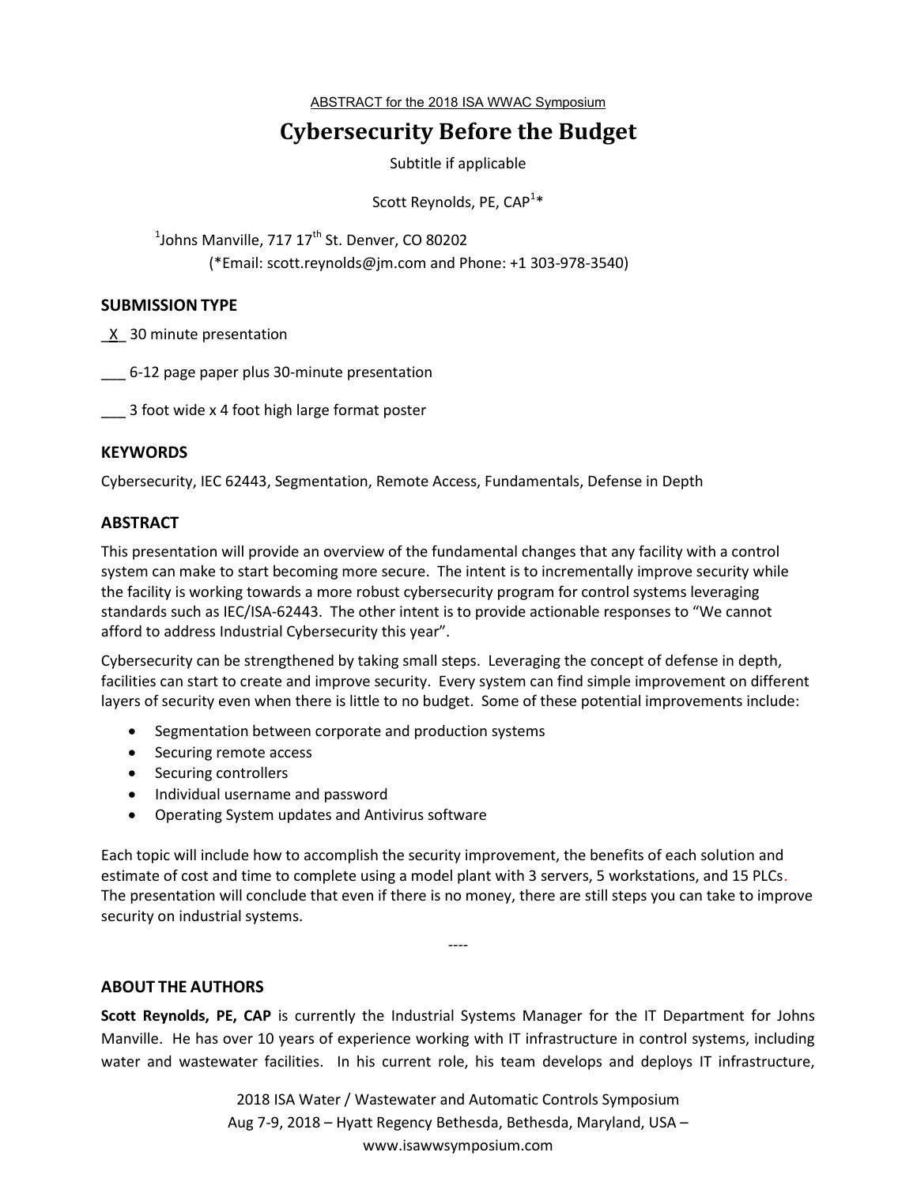ABSTRACT for the 2018 ISA WWAC Symposium

# Cybersecurity Before the Budget

Subtitle if applicable

Scott Reynolds, PE, CAP[1]*

[1]Johns Manville, 717 17th St. Denver, CO 80202
(*Email: scott.reynolds@jm.com and Phone: +1 303-978-3540)

## SUBMISSION TYPE

_X_ 30 minute presentation

___ 6-12 page paper plus 30-minute presentation

___ 3 foot wide x 4 foot high large format poster

## KEYWORDS

Cybersecurity, IEC 62443, Segmentation, Remote Access, Fundamentals, Defense in Depth

## ABSTRACT

This presentation will provide an overview of the fundamental changes that any facility with a control system can make to start becoming more secure. The intent is to incrementally improve security while the facility is working towards a more robust cybersecurity program for control systems leveraging standards such as IEC/ISA-62443. The other intent is to provide actionable responses to "We cannot afford to address Industrial Cybersecurity this year".

Cybersecurity can be strengthened by taking small steps. Leveraging the concept of defense in depth, facilities can start to create and improve security. Every system can find simple improvement on different layers of security even when there is little to no budget. Some of these potential improvements include:

- Segmentation between corporate and production systems
- Securing remote access
- Securing controllers
- Individual username and password
- Operating System updates and Antivirus software

Each topic will include how to accomplish the security improvement, the benefits of each solution and estimate of cost and time to complete using a model plant with 3 servers, 5 workstations, and 15 PLCs. The presentation will conclude that even if there is no money, there are still steps you can take to improve security on industrial systems.

----

## ABOUT THE AUTHORS

**Scott Reynolds, PE, CAP** is currently the Industrial Systems Manager for the IT Department for Johns Manville. He has over 10 years of experience working with IT infrastructure in control systems, including water and wastewater facilities. In his current role, his team develops and deploys IT infrastructure,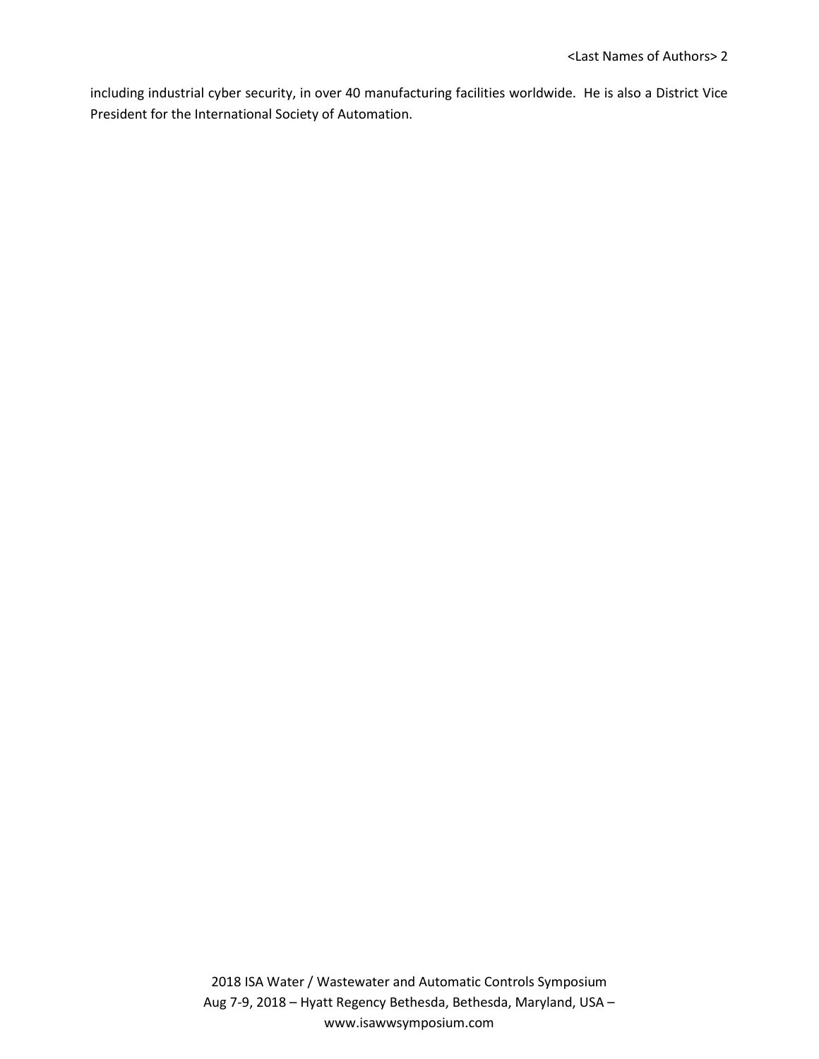including industrial cyber security, in over 40 manufacturing facilities worldwide. He is also a District Vice President for the International Society of Automation.